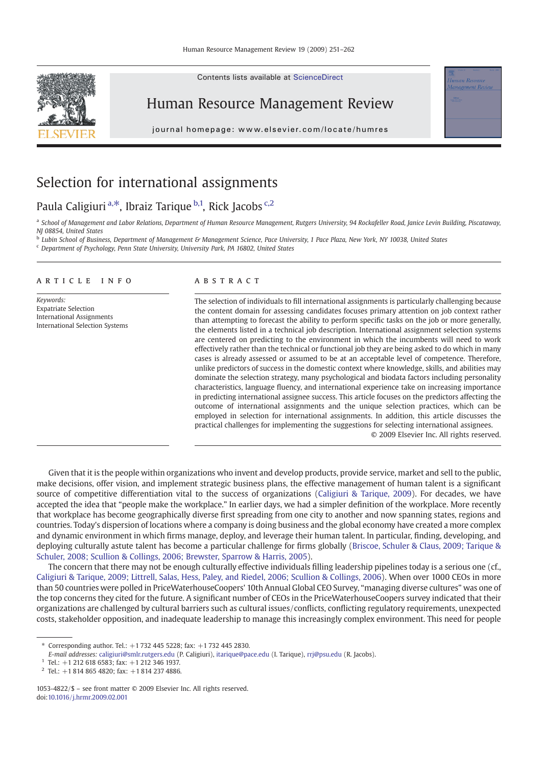# Selection for international assignments

Paula Caligiuri [a,*], Ibraiz Tarique [b,1], Rick Jacobs [c,2]

[a] School of Management and Labor Relations, Department of Human Resource Management, Rutgers University, 94 Rockafeller Road, Janice Levin Building, Piscataway, NJ 08854, United States

[b] Lubin School of Business, Department of Management & Management Science, Pace University, 1 Pace Plaza, New York, NY 10038, United States

[c] Department of Psychology, Penn State University, University Park, PA 16802, United States

## ARTICLE INFO

*Keywords:*
Expatriate Selection
International Assignments
International Selection Systems

## ABSTRACT

The selection of individuals to fill international assignments is particularly challenging because the content domain for assessing candidates focuses primary attention on job context rather than attempting to forecast the ability to perform specific tasks on the job or more generally, the elements listed in a technical job description. International assignment selection systems are centered on predicting to the environment in which the incumbents will need to work effectively rather than the technical or functional job they are being asked to do which in many cases is already assessed or assumed to be at an acceptable level of competence. Therefore, unlike predictors of success in the domestic context where knowledge, skills, and abilities may dominate the selection strategy, many psychological and biodata factors including personality characteristics, language fluency, and international experience take on increasing importance in predicting international assignee success. This article focuses on the predictors affecting the outcome of international assignments and the unique selection practices, which can be employed in selection for international assignments. In addition, this article discusses the practical challenges for implementing the suggestions for selecting international assignees.

© 2009 Elsevier Inc. All rights reserved.

Given that it is the people within organizations who invent and develop products, provide service, market and sell to the public, make decisions, offer vision, and implement strategic business plans, the effective management of human talent is a significant source of competitive differentiation vital to the success of organizations (Caligiuri & Tarique, 2009). For decades, we have accepted the idea that "people make the workplace." In earlier days, we had a simpler definition of the workplace. More recently that workplace has become geographically diverse first spreading from one city to another and now spanning states, regions and countries. Today's dispersion of locations where a company is doing business and the global economy have created a more complex and dynamic environment in which firms manage, deploy, and leverage their human talent. In particular, finding, developing, and deploying culturally astute talent has become a particular challenge for firms globally (Briscoe, Schuler & Claus, 2009; Tarique & Schuler, 2008; Scullion & Collings, 2006; Brewster, Sparrow & Harris, 2005).

The concern that there may not be enough culturally effective individuals filling leadership pipelines today is a serious one (cf., Caligiuri & Tarique, 2009; Littrell, Salas, Hess, Paley, and Riedel, 2006; Scullion & Collings, 2006). When over 1000 CEOs in more than 50 countries were polled in PriceWaterhouseCoopers' 10th Annual Global CEO Survey, "managing diverse cultures" was one of the top concerns they cited for the future. A significant number of CEOs in the PriceWaterhouseCoopers survey indicated that their organizations are challenged by cultural barriers such as cultural issues/conflicts, conflicting regulatory requirements, unexpected costs, stakeholder opposition, and inadequate leadership to manage this increasingly complex environment. This need for people

---

\* Corresponding author. Tel.: +1 732 445 5228; fax: +1 732 445 2830.
*E-mail addresses:* caligiuri@smlr.rutgers.edu (P. Caligiuri), itarique@pace.edu (I. Tarique), rrj@psu.edu (R. Jacobs).

[1] Tel.: +1 212 618 6583; fax: +1 212 346 1937.

[2] Tel.: +1 814 865 4820; fax: +1 814 237 4886.

1053-4822/$ – see front matter © 2009 Elsevier Inc. All rights reserved.
doi:10.1016/j.hrmr.2009.02.001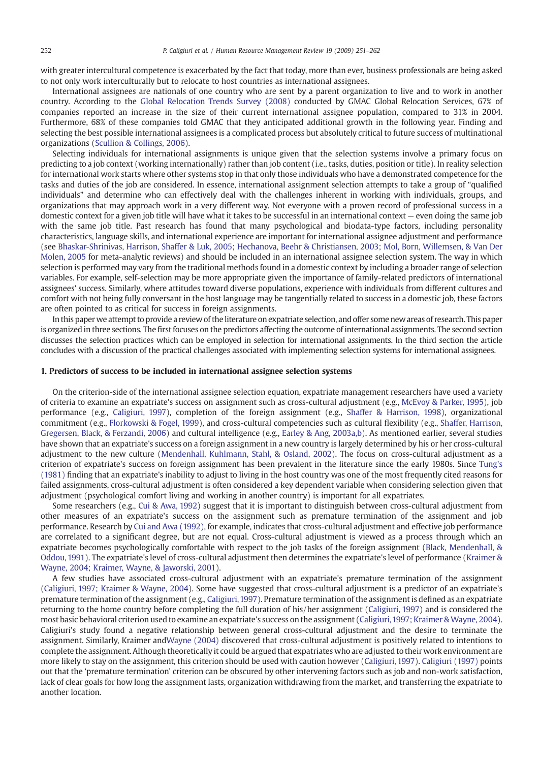with greater intercultural competence is exacerbated by the fact that today, more than ever, business professionals are being asked to not only work interculturally but to relocate to host countries as international assignees.

International assignees are nationals of one country who are sent by a parent organization to live and to work in another country. According to the Global Relocation Trends Survey (2008) conducted by GMAC Global Relocation Services, 67% of companies reported an increase in the size of their current international assignee population, compared to 31% in 2004. Furthermore, 68% of these companies told GMAC that they anticipated additional growth in the following year. Finding and selecting the best possible international assignees is a complicated process but absolutely critical to future success of multinational organizations (Scullion & Collings, 2006).

Selecting individuals for international assignments is unique given that the selection systems involve a primary focus on predicting to a job context (working internationally) rather than job content (i.e., tasks, duties, position or title). In reality selection for international work starts where other systems stop in that only those individuals who have a demonstrated competence for the tasks and duties of the job are considered. In essence, international assignment selection attempts to take a group of "qualified individuals" and determine who can effectively deal with the challenges inherent in working with individuals, groups, and organizations that may approach work in a very different way. Not everyone with a proven record of professional success in a domestic context for a given job title will have what it takes to be successful in an international context — even doing the same job with the same job title. Past research has found that many psychological and biodata-type factors, including personality characteristics, language skills, and international experience are important for international assignee adjustment and performance (see Bhaskar-Shrinivas, Harrison, Shaffer & Luk, 2005; Hechanova, Beehr & Christiansen, 2003; Mol, Born, Willemsen, & Van Der Molen, 2005 for meta-analytic reviews) and should be included in an international assignee selection system. The way in which selection is performed may vary from the traditional methods found in a domestic context by including a broader range of selection variables. For example, self-selection may be more appropriate given the importance of family-related predictors of international assignees' success. Similarly, where attitudes toward diverse populations, experience with individuals from different cultures and comfort with not being fully conversant in the host language may be tangentially related to success in a domestic job, these factors are often pointed to as critical for success in foreign assignments.

In this paper we attempt to provide a review of the literature on expatriate selection, and offer some new areas of research. This paper is organized in three sections. The first focuses on the predictors affecting the outcome of international assignments. The second section discusses the selection practices which can be employed in selection for international assignments. In the third section the article concludes with a discussion of the practical challenges associated with implementing selection systems for international assignees.

## 1. Predictors of success to be included in international assignee selection systems

On the criterion-side of the international assignee selection equation, expatriate management researchers have used a variety of criteria to examine an expatriate's success on assignment such as cross-cultural adjustment (e.g., McEvoy & Parker, 1995), job performance (e.g., Caligiuri, 1997), completion of the foreign assignment (e.g., Shaffer & Harrison, 1998), organizational commitment (e.g., Florkowski & Fogel, 1999), and cross-cultural competencies such as cultural flexibility (e.g., Shaffer, Harrison, Gregersen, Black, & Ferzandi, 2006) and cultural intelligence (e.g., Earley & Ang, 2003a,b). As mentioned earlier, several studies have shown that an expatriate's success on a foreign assignment in a new country is largely determined by his or her cross-cultural adjustment to the new culture (Mendenhall, Kuhlmann, Stahl, & Osland, 2002). The focus on cross-cultural adjustment as a criterion of expatriate's success on foreign assignment has been prevalent in the literature since the early 1980s. Since Tung's (1981) finding that an expatriate's inability to adjust to living in the host country was one of the most frequently cited reasons for failed assignments, cross-cultural adjustment is often considered a key dependent variable when considering selection given that adjustment (psychological comfort living and working in another country) is important for all expatriates.

Some researchers (e.g., Cui & Awa, 1992) suggest that it is important to distinguish between cross-cultural adjustment from other measures of an expatriate's success on the assignment such as premature termination of the assignment and job performance. Research by Cui and Awa (1992), for example, indicates that cross-cultural adjustment and effective job performance are correlated to a significant degree, but are not equal. Cross-cultural adjustment is viewed as a process through which an expatriate becomes psychologically comfortable with respect to the job tasks of the foreign assignment (Black, Mendenhall, & Oddou, 1991). The expatriate's level of cross-cultural adjustment then determines the expatriate's level of performance (Kraimer & Wayne, 2004; Kraimer, Wayne, & Jaworski, 2001).

A few studies have associated cross-cultural adjustment with an expatriate's premature termination of the assignment (Caligiuri, 1997; Kraimer & Wayne, 2004). Some have suggested that cross-cultural adjustment is a predictor of an expatriate's premature termination of the assignment (e.g., Caligiuri, 1997). Premature termination of the assignment is defined as an expatriate returning to the home country before completing the full duration of his/her assignment (Caligiuri, 1997) and is considered the most basic behavioral criterion used to examine an expatriate's success on the assignment (Caligiuri, 1997; Kraimer & Wayne, 2004). Caligiuri's study found a negative relationship between general cross-cultural adjustment and the desire to terminate the assignment. Similarly, Kraimer andWayne (2004) discovered that cross-cultural adjustment is positively related to intentions to complete the assignment. Although theoretically it could be argued that expatriates who are adjusted to their work environment are more likely to stay on the assignment, this criterion should be used with caution however (Caligiuri, 1997). Caligiuri (1997) points out that the 'premature termination' criterion can be obscured by other intervening factors such as job and non-work satisfaction, lack of clear goals for how long the assignment lasts, organization withdrawing from the market, and transferring the expatriate to another location.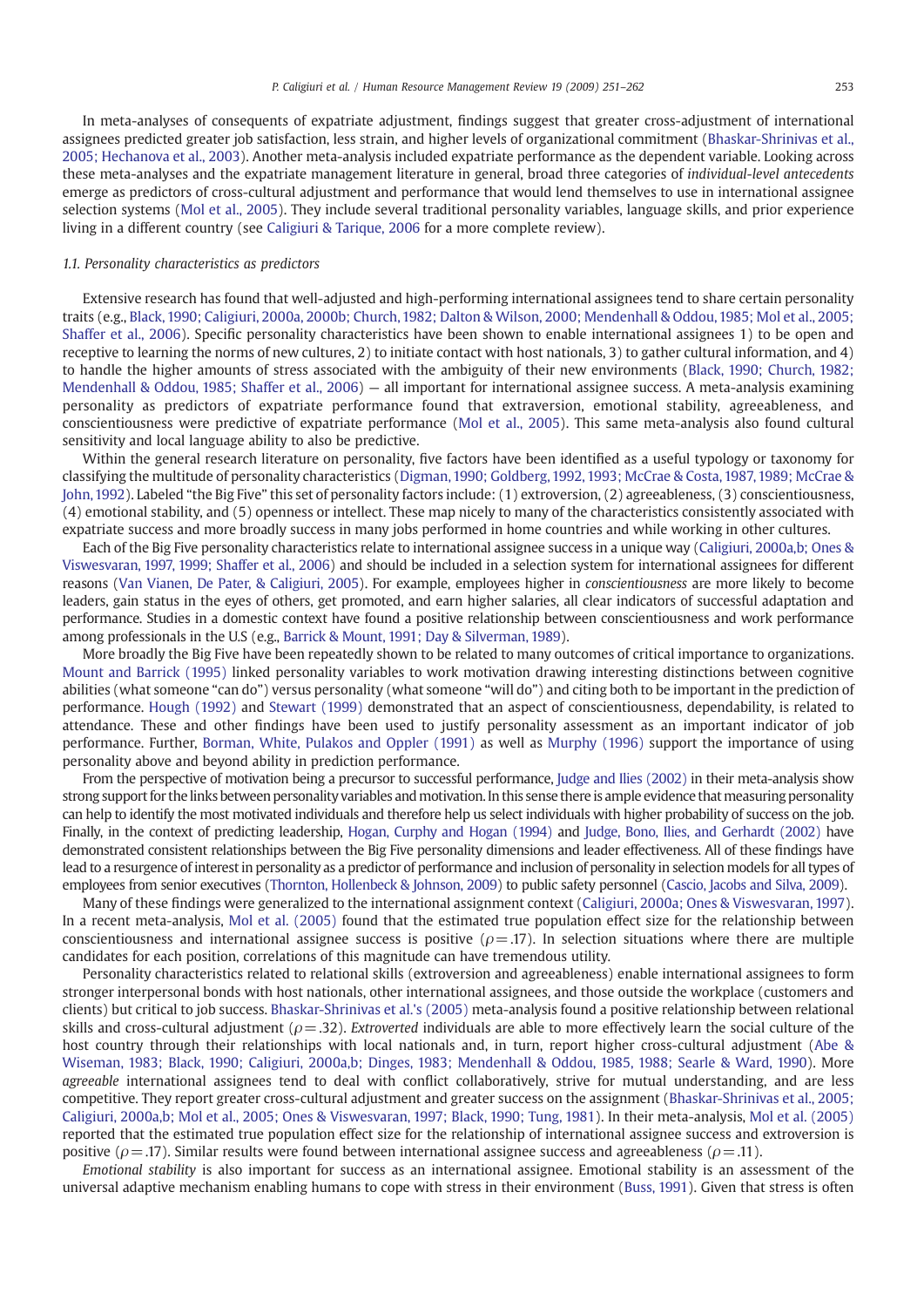In meta-analyses of consequents of expatriate adjustment, findings suggest that greater cross-adjustment of international assignees predicted greater job satisfaction, less strain, and higher levels of organizational commitment (Bhaskar-Shrinivas et al., 2005; Hechanova et al., 2003). Another meta-analysis included expatriate performance as the dependent variable. Looking across these meta-analyses and the expatriate management literature in general, broad three categories of *individual-level antecedents* emerge as predictors of cross-cultural adjustment and performance that would lend themselves to use in international assignee selection systems (Mol et al., 2005). They include several traditional personality variables, language skills, and prior experience living in a different country (see Caligiuri & Tarique, 2006 for a more complete review).

### 1.1. Personality characteristics as predictors

Extensive research has found that well-adjusted and high-performing international assignees tend to share certain personality traits (e.g., Black, 1990; Caligiuri, 2000a, 2000b; Church, 1982; Dalton & Wilson, 2000; Mendenhall & Oddou, 1985; Mol et al., 2005; Shaffer et al., 2006). Specific personality characteristics have been shown to enable international assignees 1) to be open and receptive to learning the norms of new cultures, 2) to initiate contact with host nationals, 3) to gather cultural information, and 4) to handle the higher amounts of stress associated with the ambiguity of their new environments (Black, 1990; Church, 1982; Mendenhall & Oddou, 1985; Shaffer et al., 2006) — all important for international assignee success. A meta-analysis examining personality as predictors of expatriate performance found that extraversion, emotional stability, agreeableness, and conscientiousness were predictive of expatriate performance (Mol et al., 2005). This same meta-analysis also found cultural sensitivity and local language ability to also be predictive.

Within the general research literature on personality, five factors have been identified as a useful typology or taxonomy for classifying the multitude of personality characteristics (Digman, 1990; Goldberg, 1992, 1993; McCrae & Costa, 1987, 1989; McCrae & John, 1992). Labeled "the Big Five" this set of personality factors include: (1) extroversion, (2) agreeableness, (3) conscientiousness, (4) emotional stability, and (5) openness or intellect. These map nicely to many of the characteristics consistently associated with expatriate success and more broadly success in many jobs performed in home countries and while working in other cultures.

Each of the Big Five personality characteristics relate to international assignee success in a unique way (Caligiuri, 2000a,b; Ones & Viswesvaran, 1997, 1999; Shaffer et al., 2006) and should be included in a selection system for international assignees for different reasons (Van Vianen, De Pater, & Caligiuri, 2005). For example, employees higher in *conscientiousness* are more likely to become leaders, gain status in the eyes of others, get promoted, and earn higher salaries, all clear indicators of successful adaptation and performance. Studies in a domestic context have found a positive relationship between conscientiousness and work performance among professionals in the U.S (e.g., Barrick & Mount, 1991; Day & Silverman, 1989).

More broadly the Big Five have been repeatedly shown to be related to many outcomes of critical importance to organizations. Mount and Barrick (1995) linked personality variables to work motivation drawing interesting distinctions between cognitive abilities (what someone "can do") versus personality (what someone "will do") and citing both to be important in the prediction of performance. Hough (1992) and Stewart (1999) demonstrated that an aspect of conscientiousness, dependability, is related to attendance. These and other findings have been used to justify personality assessment as an important indicator of job performance. Further, Borman, White, Pulakos and Oppler (1991) as well as Murphy (1996) support the importance of using personality above and beyond ability in prediction performance.

From the perspective of motivation being a precursor to successful performance, Judge and Ilies (2002) in their meta-analysis show strong support for the links between personality variables and motivation. In this sense there is ample evidence that measuring personality can help to identify the most motivated individuals and therefore help us select individuals with higher probability of success on the job. Finally, in the context of predicting leadership, Hogan, Curphy and Hogan (1994) and Judge, Bono, Ilies, and Gerhardt (2002) have demonstrated consistent relationships between the Big Five personality dimensions and leader effectiveness. All of these findings have lead to a resurgence of interest in personality as a predictor of performance and inclusion of personality in selection models for all types of employees from senior executives (Thornton, Hollenbeck & Johnson, 2009) to public safety personnel (Cascio, Jacobs and Silva, 2009).

Many of these findings were generalized to the international assignment context (Caligiuri, 2000a; Ones & Viswesvaran, 1997). In a recent meta-analysis, Mol et al. (2005) found that the estimated true population effect size for the relationship between conscientiousness and international assignee success is positive ($\rho = .17$). In selection situations where there are multiple candidates for each position, correlations of this magnitude can have tremendous utility.

Personality characteristics related to relational skills (extroversion and agreeableness) enable international assignees to form stronger interpersonal bonds with host nationals, other international assignees, and those outside the workplace (customers and clients) but critical to job success. Bhaskar-Shrinivas et al.'s (2005) meta-analysis found a positive relationship between relational skills and cross-cultural adjustment ($\rho = .32$). *Extroverted* individuals are able to more effectively learn the social culture of the host country through their relationships with local nationals and, in turn, report higher cross-cultural adjustment (Abe & Wiseman, 1983; Black, 1990; Caligiuri, 2000a,b; Dinges, 1983; Mendenhall & Oddou, 1985, 1988; Searle & Ward, 1990). More *agreeable* international assignees tend to deal with conflict collaboratively, strive for mutual understanding, and are less competitive. They report greater cross-cultural adjustment and greater success on the assignment (Bhaskar-Shrinivas et al., 2005; Caligiuri, 2000a,b; Mol et al., 2005; Ones & Viswesvaran, 1997; Black, 1990; Tung, 1981). In their meta-analysis, Mol et al. (2005) reported that the estimated true population effect size for the relationship of international assignee success and extroversion is positive ($\rho = .17$). Similar results were found between international assignee success and agreeableness ($\rho = .11$).

*Emotional stability* is also important for success as an international assignee. Emotional stability is an assessment of the universal adaptive mechanism enabling humans to cope with stress in their environment (Buss, 1991). Given that stress is often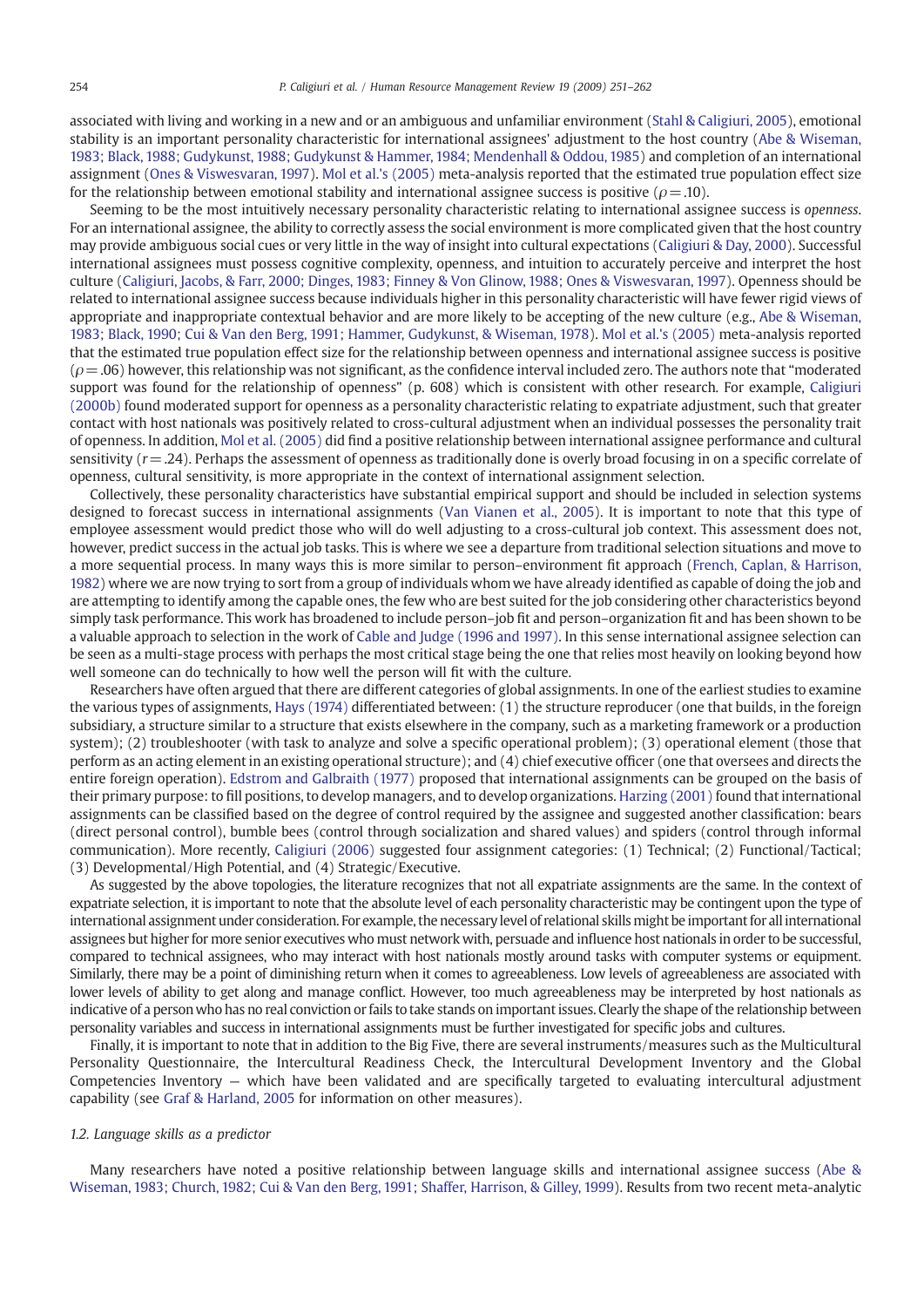associated with living and working in a new and or an ambiguous and unfamiliar environment (Stahl & Caligiuri, 2005), emotional stability is an important personality characteristic for international assignees' adjustment to the host country (Abe & Wiseman, 1983; Black, 1988; Gudykunst, 1988; Gudykunst & Hammer, 1984; Mendenhall & Oddou, 1985) and completion of an international assignment (Ones & Viswesvaran, 1997). Mol et al.'s (2005) meta-analysis reported that the estimated true population effect size for the relationship between emotional stability and international assignee success is positive ($\rho = .10$).

Seeming to be the most intuitively necessary personality characteristic relating to international assignee success is *openness*. For an international assignee, the ability to correctly assess the social environment is more complicated given that the host country may provide ambiguous social cues or very little in the way of insight into cultural expectations (Caligiuri & Day, 2000). Successful international assignees must possess cognitive complexity, openness, and intuition to accurately perceive and interpret the host culture (Caligiuri, Jacobs, & Farr, 2000; Dinges, 1983; Finney & Von Glinow, 1988; Ones & Viswesvaran, 1997). Openness should be related to international assignee success because individuals higher in this personality characteristic will have fewer rigid views of appropriate and inappropriate contextual behavior and are more likely to be accepting of the new culture (e.g., Abe & Wiseman, 1983; Black, 1990; Cui & Van den Berg, 1991; Hammer, Gudykunst, & Wiseman, 1978). Mol et al.'s (2005) meta-analysis reported that the estimated true population effect size for the relationship between openness and international assignee success is positive ($\rho = .06$) however, this relationship was not significant, as the confidence interval included zero. The authors note that "moderated support was found for the relationship of openness" (p. 608) which is consistent with other research. For example, Caligiuri (2000b) found moderated support for openness as a personality characteristic relating to expatriate adjustment, such that greater contact with host nationals was positively related to cross-cultural adjustment when an individual possesses the personality trait of openness. In addition, Mol et al. (2005) did find a positive relationship between international assignee performance and cultural sensitivity ($r = .24$). Perhaps the assessment of openness as traditionally done is overly broad focusing in on a specific correlate of openness, cultural sensitivity, is more appropriate in the context of international assignment selection.

Collectively, these personality characteristics have substantial empirical support and should be included in selection systems designed to forecast success in international assignments (Van Vianen et al., 2005). It is important to note that this type of employee assessment would predict those who will do well adjusting to a cross-cultural job context. This assessment does not, however, predict success in the actual job tasks. This is where we see a departure from traditional selection situations and move to a more sequential process. In many ways this is more similar to person–environment fit approach (French, Caplan, & Harrison, 1982) where we are now trying to sort from a group of individuals whom we have already identified as capable of doing the job and are attempting to identify among the capable ones, the few who are best suited for the job considering other characteristics beyond simply task performance. This work has broadened to include person–job fit and person–organization fit and has been shown to be a valuable approach to selection in the work of Cable and Judge (1996 and 1997). In this sense international assignee selection can be seen as a multi-stage process with perhaps the most critical stage being the one that relies most heavily on looking beyond how well someone can do technically to how well the person will fit with the culture.

Researchers have often argued that there are different categories of global assignments. In one of the earliest studies to examine the various types of assignments, Hays (1974) differentiated between: (1) the structure reproducer (one that builds, in the foreign subsidiary, a structure similar to a structure that exists elsewhere in the company, such as a marketing framework or a production system); (2) troubleshooter (with task to analyze and solve a specific operational problem); (3) operational element (those that perform as an acting element in an existing operational structure); and (4) chief executive officer (one that oversees and directs the entire foreign operation). Edstrom and Galbraith (1977) proposed that international assignments can be grouped on the basis of their primary purpose: to fill positions, to develop managers, and to develop organizations. Harzing (2001) found that international assignments can be classified based on the degree of control required by the assignee and suggested another classification: bears (direct personal control), bumble bees (control through socialization and shared values) and spiders (control through informal communication). More recently, Caligiuri (2006) suggested four assignment categories: (1) Technical; (2) Functional/Tactical; (3) Developmental/High Potential, and (4) Strategic/Executive.

As suggested by the above topologies, the literature recognizes that not all expatriate assignments are the same. In the context of expatriate selection, it is important to note that the absolute level of each personality characteristic may be contingent upon the type of international assignment under consideration. For example, the necessary level of relational skills might be important for all international assignees but higher for more senior executives who must network with, persuade and influence host nationals in order to be successful, compared to technical assignees, who may interact with host nationals mostly around tasks with computer systems or equipment. Similarly, there may be a point of diminishing return when it comes to agreeableness. Low levels of agreeableness are associated with lower levels of ability to get along and manage conflict. However, too much agreeableness may be interpreted by host nationals as indicative of a person who has no real conviction or fails to take stands on important issues. Clearly the shape of the relationship between personality variables and success in international assignments must be further investigated for specific jobs and cultures.

Finally, it is important to note that in addition to the Big Five, there are several instruments/measures such as the Multicultural Personality Questionnaire, the Intercultural Readiness Check, the Intercultural Development Inventory and the Global Competencies Inventory — which have been validated and are specifically targeted to evaluating intercultural adjustment capability (see Graf & Harland, 2005 for information on other measures).

### 1.2. Language skills as a predictor

Many researchers have noted a positive relationship between language skills and international assignee success (Abe & Wiseman, 1983; Church, 1982; Cui & Van den Berg, 1991; Shaffer, Harrison, & Gilley, 1999). Results from two recent meta-analytic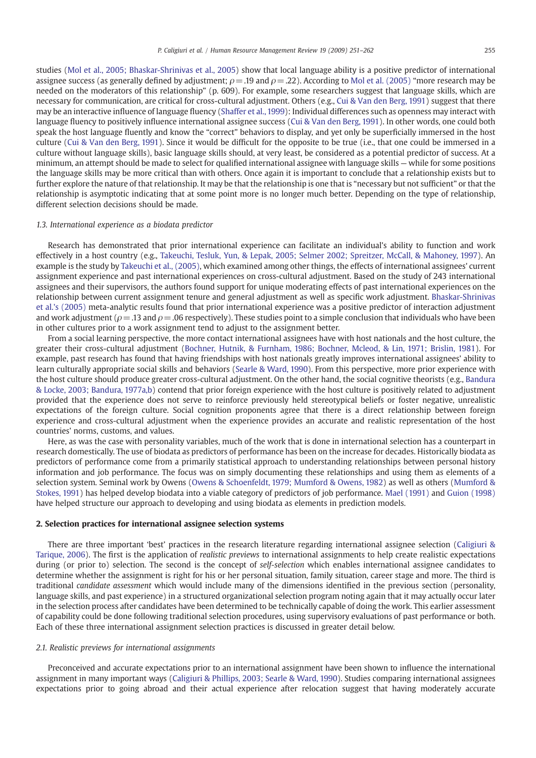studies (Mol et al., 2005; Bhaskar-Shrinivas et al., 2005) show that local language ability is a positive predictor of international assignee success (as generally defined by adjustment; $\rho = .19$ and $\rho = .22$). According to Mol et al. (2005) "more research may be needed on the moderators of this relationship" (p. 609). For example, some researchers suggest that language skills, which are necessary for communication, are critical for cross-cultural adjustment. Others (e.g., Cui & Van den Berg, 1991) suggest that there may be an interactive influence of language fluency (Shaffer et al., 1999): Individual differences such as openness may interact with language fluency to positively influence international assignee success (Cui & Van den Berg, 1991). In other words, one could both speak the host language fluently and know the "correct" behaviors to display, and yet only be superficially immersed in the host culture (Cui & Van den Berg, 1991). Since it would be difficult for the opposite to be true (i.e., that one could be immersed in a culture without language skills), basic language skills should, at very least, be considered as a potential predictor of success. At a minimum, an attempt should be made to select for qualified international assignee with language skills — while for some positions the language skills may be more critical than with others. Once again it is important to conclude that a relationship exists but to further explore the nature of that relationship. It may be that the relationship is one that is "necessary but not sufficient" or that the relationship is asymptotic indicating that at some point more is no longer much better. Depending on the type of relationship, different selection decisions should be made.

### 1.3. International experience as a biodata predictor

Research has demonstrated that prior international experience can facilitate an individual's ability to function and work effectively in a host country (e.g., Takeuchi, Tesluk, Yun, & Lepak, 2005; Selmer 2002; Spreitzer, McCall, & Mahoney, 1997). An example is the study by Takeuchi et al., (2005), which examined among other things, the effects of international assignees' current assignment experience and past international experiences on cross-cultural adjustment. Based on the study of 243 international assignees and their supervisors, the authors found support for unique moderating effects of past international experiences on the relationship between current assignment tenure and general adjustment as well as specific work adjustment. Bhaskar-Shrinivas et al.'s (2005) meta-analytic results found that prior international experience was a positive predictor of interaction adjustment and work adjustment ($\rho = .13$ and $\rho = .06$ respectively). These studies point to a simple conclusion that individuals who have been in other cultures prior to a work assignment tend to adjust to the assignment better.

From a social learning perspective, the more contact international assignees have with host nationals and the host culture, the greater their cross-cultural adjustment (Bochner, Hutnik, & Furnham, 1986; Bochner, Mcleod, & Lin, 1971; Brislin, 1981). For example, past research has found that having friendships with host nationals greatly improves international assignees' ability to learn culturally appropriate social skills and behaviors (Searle & Ward, 1990). From this perspective, more prior experience with the host culture should produce greater cross-cultural adjustment. On the other hand, the social cognitive theorists (e.g., Bandura & Locke, 2003; Bandura, 1977a,b) contend that prior foreign experience with the host culture is positively related to adjustment provided that the experience does not serve to reinforce previously held stereotypical beliefs or foster negative, unrealistic expectations of the foreign culture. Social cognition proponents agree that there is a direct relationship between foreign experience and cross-cultural adjustment when the experience provides an accurate and realistic representation of the host countries' norms, customs, and values.

Here, as was the case with personality variables, much of the work that is done in international selection has a counterpart in research domestically. The use of biodata as predictors of performance has been on the increase for decades. Historically biodata as predictors of performance come from a primarily statistical approach to understanding relationships between personal history information and job performance. The focus was on simply documenting these relationships and using them as elements of a selection system. Seminal work by Owens (Owens & Schoenfeldt, 1979; Mumford & Owens, 1982) as well as others (Mumford & Stokes, 1991) has helped develop biodata into a viable category of predictors of job performance. Mael (1991) and Guion (1998) have helped structure our approach to developing and using biodata as elements in prediction models.

## 2. Selection practices for international assignee selection systems

There are three important 'best' practices in the research literature regarding international assignee selection (Caligiuri & Tarique, 2006). The first is the application of *realistic previews* to international assignments to help create realistic expectations during (or prior to) selection. The second is the concept of *self-selection* which enables international assignee candidates to determine whether the assignment is right for his or her personal situation, family situation, career stage and more. The third is traditional *candidate assessment* which would include many of the dimensions identified in the previous section (personality, language skills, and past experience) in a structured organizational selection program noting again that it may actually occur later in the selection process after candidates have been determined to be technically capable of doing the work. This earlier assessment of capability could be done following traditional selection procedures, using supervisory evaluations of past performance or both. Each of these three international assignment selection practices is discussed in greater detail below.

### 2.1. Realistic previews for international assignments

Preconceived and accurate expectations prior to an international assignment have been shown to influence the international assignment in many important ways (Caligiuri & Phillips, 2003; Searle & Ward, 1990). Studies comparing international assignees expectations prior to going abroad and their actual experience after relocation suggest that having moderately accurate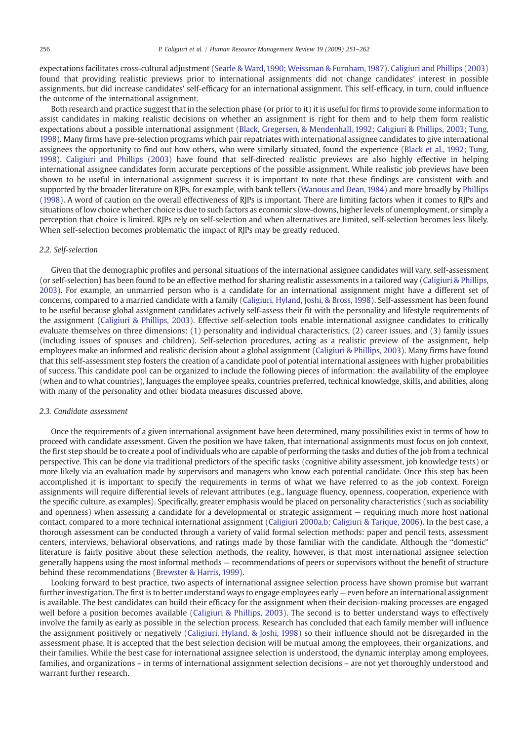expectations facilitates cross-cultural adjustment (Searle & Ward, 1990; Weissman & Furnham, 1987). Caligiuri and Phillips (2003) found that providing realistic previews prior to international assignments did not change candidates' interest in possible assignments, but did increase candidates' self-efficacy for an international assignment. This self-efficacy, in turn, could influence the outcome of the international assignment.

Both research and practice suggest that in the selection phase (or prior to it) it is useful for firms to provide some information to assist candidates in making realistic decisions on whether an assignment is right for them and to help them form realistic expectations about a possible international assignment (Black, Gregersen, & Mendenhall, 1992; Caligiuri & Phillips, 2003; Tung, 1998). Many firms have pre-selection programs which pair repatriates with international assignee candidates to give international assignees the opportunity to find out how others, who were similarly situated, found the experience (Black et al., 1992; Tung, 1998). Caligiuri and Phillips (2003) have found that self-directed realistic previews are also highly effective in helping international assignee candidates form accurate perceptions of the possible assignment. While realistic job previews have been shown to be useful in international assignment success it is important to note that these findings are consistent with and supported by the broader literature on RJPs, for example, with bank tellers (Wanous and Dean, 1984) and more broadly by Phillips (1998). A word of caution on the overall effectiveness of RJPs is important. There are limiting factors when it comes to RJPs and situations of low choice whether choice is due to such factors as economic slow-downs, higher levels of unemployment, or simply a perception that choice is limited. RJPs rely on self-selection and when alternatives are limited, self-selection becomes less likely. When self-selection becomes problematic the impact of RJPs may be greatly reduced.

### 2.2. Self-selection

Given that the demographic profiles and personal situations of the international assignee candidates will vary, self-assessment (or self-selection) has been found to be an effective method for sharing realistic assessments in a tailored way (Caligiuri & Phillips, 2003). For example, an unmarried person who is a candidate for an international assignment might have a different set of concerns, compared to a married candidate with a family (Caligiuri, Hyland, Joshi, & Bross, 1998). Self-assessment has been found to be useful because global assignment candidates actively self-assess their fit with the personality and lifestyle requirements of the assignment (Caligiuri & Phillips, 2003). Effective self-selection tools enable international assignee candidates to critically evaluate themselves on three dimensions: (1) personality and individual characteristics, (2) career issues, and (3) family issues (including issues of spouses and children). Self-selection procedures, acting as a realistic preview of the assignment, help employees make an informed and realistic decision about a global assignment (Caligiuri & Phillips, 2003). Many firms have found that this self-assessment step fosters the creation of a candidate pool of potential international assignees with higher probabilities of success. This candidate pool can be organized to include the following pieces of information: the availability of the employee (when and to what countries), languages the employee speaks, countries preferred, technical knowledge, skills, and abilities, along with many of the personality and other biodata measures discussed above.

### 2.3. Candidate assessment

Once the requirements of a given international assignment have been determined, many possibilities exist in terms of how to proceed with candidate assessment. Given the position we have taken, that international assignments must focus on job context, the first step should be to create a pool of individuals who are capable of performing the tasks and duties of the job from a technical perspective. This can be done via traditional predictors of the specific tasks (cognitive ability assessment, job knowledge tests) or more likely via an evaluation made by supervisors and managers who know each potential candidate. Once this step has been accomplished it is important to specify the requirements in terms of what we have referred to as the job context. Foreign assignments will require differential levels of relevant attributes (e.g., language fluency, openness, cooperation, experience with the specific culture, as examples). Specifically, greater emphasis would be placed on personality characteristics (such as sociability and openness) when assessing a candidate for a developmental or strategic assignment — requiring much more host national contact, compared to a more technical international assignment (Caligiuri 2000a,b; Caligiuri & Tarique, 2006). In the best case, a thorough assessment can be conducted through a variety of valid formal selection methods: paper and pencil tests, assessment centers, interviews, behavioral observations, and ratings made by those familiar with the candidate. Although the "domestic" literature is fairly positive about these selection methods, the reality, however, is that most international assignee selection generally happens using the most informal methods — recommendations of peers or supervisors without the benefit of structure behind these recommendations (Brewster & Harris, 1999).

Looking forward to best practice, two aspects of international assignee selection process have shown promise but warrant further investigation. The first is to better understand ways to engage employees early — even before an international assignment is available. The best candidates can build their efficacy for the assignment when their decision-making processes are engaged well before a position becomes available (Caligiuri & Phillips, 2003). The second is to better understand ways to effectively involve the family as early as possible in the selection process. Research has concluded that each family member will influence the assignment positively or negatively (Caligiuri, Hyland, & Joshi, 1998) so their influence should not be disregarded in the assessment phase. It is accepted that the best selection decision will be mutual among the employees, their organizations, and their families. While the best case for international assignee selection is understood, the dynamic interplay among employees, families, and organizations – in terms of international assignment selection decisions – are not yet thoroughly understood and warrant further research.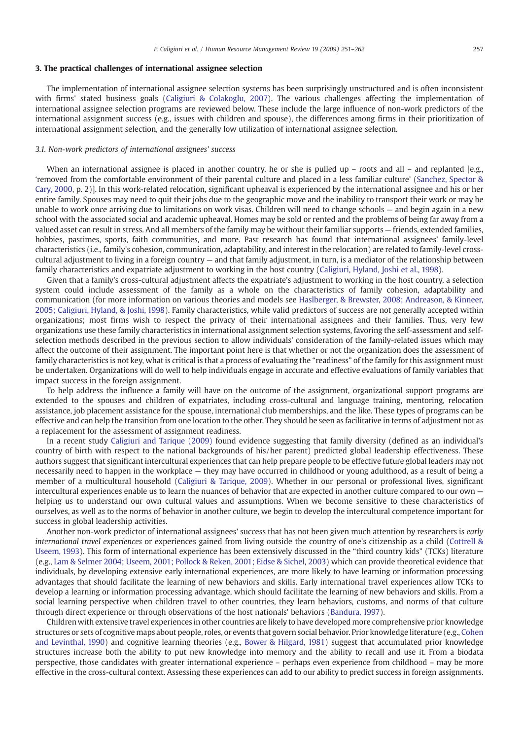## 3. The practical challenges of international assignee selection

The implementation of international assignee selection systems has been surprisingly unstructured and is often inconsistent with firms' stated business goals (Caligiuri & Colakoglu, 2007). The various challenges affecting the implementation of international assignee selection programs are reviewed below. These include the large influence of non-work predictors of the international assignment success (e.g., issues with children and spouse), the differences among firms in their prioritization of international assignment selection, and the generally low utilization of international assignee selection.

### 3.1. Non-work predictors of international assignees' success

When an international assignee is placed in another country, he or she is pulled up – roots and all – and replanted [e.g., 'removed from the comfortable environment of their parental culture and placed in a less familiar culture' (Sanchez, Spector & Cary, 2000, p. 2)]. In this work-related relocation, significant upheaval is experienced by the international assignee and his or her entire family. Spouses may need to quit their jobs due to the geographic move and the inability to transport their work or may be unable to work once arriving due to limitations on work visas. Children will need to change schools — and begin again in a new school with the associated social and academic upheaval. Homes may be sold or rented and the problems of being far away from a valued asset can result in stress. And all members of the family may be without their familiar supports — friends, extended families, hobbies, pastimes, sports, faith communities, and more. Past research has found that international assignees' family-level characteristics (i.e., family's cohesion, communication, adaptability, and interest in the relocation) are related to family-level cross-cultural adjustment to living in a foreign country — and that family adjustment, in turn, is a mediator of the relationship between family characteristics and expatriate adjustment to working in the host country (Caligiuri, Hyland, Joshi et al., 1998).

Given that a family's cross-cultural adjustment affects the expatriate's adjustment to working in the host country, a selection system could include assessment of the family as a whole on the characteristics of family cohesion, adaptability and communication (for more information on various theories and models see Haslberger, & Brewster, 2008; Andreason, & Kinneer, 2005; Caligiuri, Hyland, & Joshi, 1998). Family characteristics, while valid predictors of success are not generally accepted within organizations; most firms wish to respect the privacy of their international assignees and their families. Thus, very few organizations use these family characteristics in international assignment selection systems, favoring the self-assessment and self-selection methods described in the previous section to allow individuals' consideration of the family-related issues which may affect the outcome of their assignment. The important point here is that whether or not the organization does the assessment of family characteristics is not key, what is critical is that a process of evaluating the "readiness" of the family for this assignment must be undertaken. Organizations will do well to help individuals engage in accurate and effective evaluations of family variables that impact success in the foreign assignment.

To help address the influence a family will have on the outcome of the assignment, organizational support programs are extended to the spouses and children of expatriates, including cross-cultural and language training, mentoring, relocation assistance, job placement assistance for the spouse, international club memberships, and the like. These types of programs can be effective and can help the transition from one location to the other. They should be seen as facilitative in terms of adjustment not as a replacement for the assessment of assignment readiness.

In a recent study Caligiuri and Tarique (2009) found evidence suggesting that family diversity (defined as an individual's country of birth with respect to the national backgrounds of his/her parent) predicted global leadership effectiveness. These authors suggest that significant intercultural experiences that can help prepare people to be effective future global leaders may not necessarily need to happen in the workplace — they may have occurred in childhood or young adulthood, as a result of being a member of a multicultural household (Caligiuri & Tarique, 2009). Whether in our personal or professional lives, significant intercultural experiences enable us to learn the nuances of behavior that are expected in another culture compared to our own — helping us to understand our own cultural values and assumptions. When we become sensitive to these characteristics of ourselves, as well as to the norms of behavior in another culture, we begin to develop the intercultural competence important for success in global leadership activities.

Another non-work predictor of international assignees' success that has not been given much attention by researchers is *early international travel experiences* or experiences gained from living outside the country of one's citizenship as a child (Cottrell & Useem, 1993). This form of international experience has been extensively discussed in the "third country kids" (TCKs) literature (e.g., Lam & Selmer 2004; Useem, 2001; Pollock & Reken, 2001; Eidse & Sichel, 2003) which can provide theoretical evidence that individuals, by developing extensive early international experiences, are more likely to have learning or information processing advantages that should facilitate the learning of new behaviors and skills. Early international travel experiences allow TCKs to develop a learning or information processing advantage, which should facilitate the learning of new behaviors and skills. From a social learning perspective when children travel to other countries, they learn behaviors, customs, and norms of that culture through direct experience or through observations of the host nationals' behaviors (Bandura, 1997).

Children with extensive travel experiences in other countries are likely to have developed more comprehensive prior knowledge structures or sets of cognitive maps about people, roles, or events that govern social behavior. Prior knowledge literature (e.g., Cohen and Levinthal, 1990) and cognitive learning theories (e.g., Bower & Hilgard, 1981) suggest that accumulated prior knowledge structures increase both the ability to put new knowledge into memory and the ability to recall and use it. From a biodata perspective, those candidates with greater international experience – perhaps even experience from childhood – may be more effective in the cross-cultural context. Assessing these experiences can add to our ability to predict success in foreign assignments.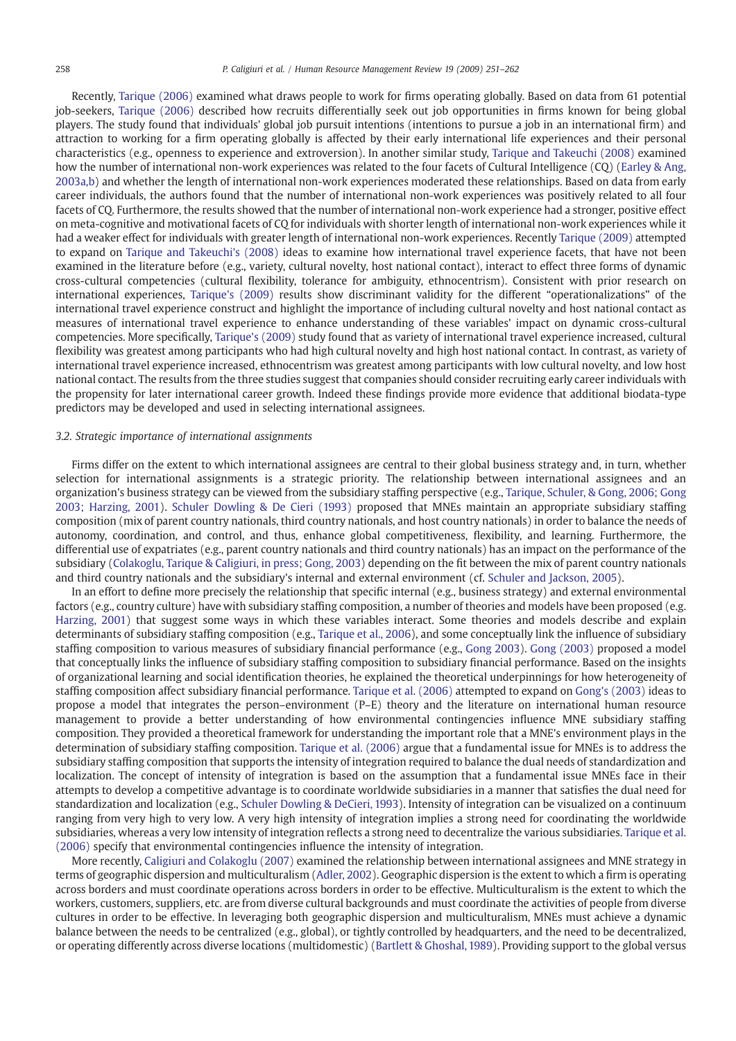Recently, Tarique (2006) examined what draws people to work for firms operating globally. Based on data from 61 potential job-seekers, Tarique (2006) described how recruits differentially seek out job opportunities in firms known for being global players. The study found that individuals' global job pursuit intentions (intentions to pursue a job in an international firm) and attraction to working for a firm operating globally is affected by their early international life experiences and their personal characteristics (e.g., openness to experience and extroversion). In another similar study, Tarique and Takeuchi (2008) examined how the number of international non-work experiences was related to the four facets of Cultural Intelligence (CQ) (Earley & Ang, 2003a,b) and whether the length of international non-work experiences moderated these relationships. Based on data from early career individuals, the authors found that the number of international non-work experiences was positively related to all four facets of CQ. Furthermore, the results showed that the number of international non-work experience had a stronger, positive effect on meta-cognitive and motivational facets of CQ for individuals with shorter length of international non-work experiences while it had a weaker effect for individuals with greater length of international non-work experiences. Recently Tarique (2009) attempted to expand on Tarique and Takeuchi's (2008) ideas to examine how international travel experience facets, that have not been examined in the literature before (e.g., variety, cultural novelty, host national contact), interact to effect three forms of dynamic cross-cultural competencies (cultural flexibility, tolerance for ambiguity, ethnocentrism). Consistent with prior research on international experiences, Tarique's (2009) results show discriminant validity for the different "operationalizations" of the international travel experience construct and highlight the importance of including cultural novelty and host national contact as measures of international travel experience to enhance understanding of these variables' impact on dynamic cross-cultural competencies. More specifically, Tarique's (2009) study found that as variety of international travel experience increased, cultural flexibility was greatest among participants who had high cultural novelty and high host national contact. In contrast, as variety of international travel experience increased, ethnocentrism was greatest among participants with low cultural novelty, and low host national contact. The results from the three studies suggest that companies should consider recruiting early career individuals with the propensity for later international career growth. Indeed these findings provide more evidence that additional biodata-type predictors may be developed and used in selecting international assignees.

### 3.2. Strategic importance of international assignments

Firms differ on the extent to which international assignees are central to their global business strategy and, in turn, whether selection for international assignments is a strategic priority. The relationship between international assignees and an organization's business strategy can be viewed from the subsidiary staffing perspective (e.g., Tarique, Schuler, & Gong, 2006; Gong 2003; Harzing, 2001). Schuler Dowling & De Cieri (1993) proposed that MNEs maintain an appropriate subsidiary staffing composition (mix of parent country nationals, third country nationals, and host country nationals) in order to balance the needs of autonomy, coordination, and control, and thus, enhance global competitiveness, flexibility, and learning. Furthermore, the differential use of expatriates (e.g., parent country nationals and third country nationals) has an impact on the performance of the subsidiary (Colakoglu, Tarique & Caligiuri, in press; Gong, 2003) depending on the fit between the mix of parent country nationals and third country nationals and the subsidiary's internal and external environment (cf. Schuler and Jackson, 2005).

In an effort to define more precisely the relationship that specific internal (e.g., business strategy) and external environmental factors (e.g., country culture) have with subsidiary staffing composition, a number of theories and models have been proposed (e.g. Harzing, 2001) that suggest some ways in which these variables interact. Some theories and models describe and explain determinants of subsidiary staffing composition (e.g., Tarique et al., 2006), and some conceptually link the influence of subsidiary staffing composition to various measures of subsidiary financial performance (e.g., Gong 2003). Gong (2003) proposed a model that conceptually links the influence of subsidiary staffing composition to subsidiary financial performance. Based on the insights of organizational learning and social identification theories, he explained the theoretical underpinnings for how heterogeneity of staffing composition affect subsidiary financial performance. Tarique et al. (2006) attempted to expand on Gong's (2003) ideas to propose a model that integrates the person–environment (P–E) theory and the literature on international human resource management to provide a better understanding of how environmental contingencies influence MNE subsidiary staffing composition. They provided a theoretical framework for understanding the important role that a MNE's environment plays in the determination of subsidiary staffing composition. Tarique et al. (2006) argue that a fundamental issue for MNEs is to address the subsidiary staffing composition that supports the intensity of integration required to balance the dual needs of standardization and localization. The concept of intensity of integration is based on the assumption that a fundamental issue MNEs face in their attempts to develop a competitive advantage is to coordinate worldwide subsidiaries in a manner that satisfies the dual need for standardization and localization (e.g., Schuler Dowling & DeCieri, 1993). Intensity of integration can be visualized on a continuum ranging from very high to very low. A very high intensity of integration implies a strong need for coordinating the worldwide subsidiaries, whereas a very low intensity of integration reflects a strong need to decentralize the various subsidiaries. Tarique et al. (2006) specify that environmental contingencies influence the intensity of integration.

More recently, Caligiuri and Colakoglu (2007) examined the relationship between international assignees and MNE strategy in terms of geographic dispersion and multiculturalism (Adler, 2002). Geographic dispersion is the extent to which a firm is operating across borders and must coordinate operations across borders in order to be effective. Multiculturalism is the extent to which the workers, customers, suppliers, etc. are from diverse cultural backgrounds and must coordinate the activities of people from diverse cultures in order to be effective. In leveraging both geographic dispersion and multiculturalism, MNEs must achieve a dynamic balance between the needs to be centralized (e.g., global), or tightly controlled by headquarters, and the need to be decentralized, or operating differently across diverse locations (multidomestic) (Bartlett & Ghoshal, 1989). Providing support to the global versus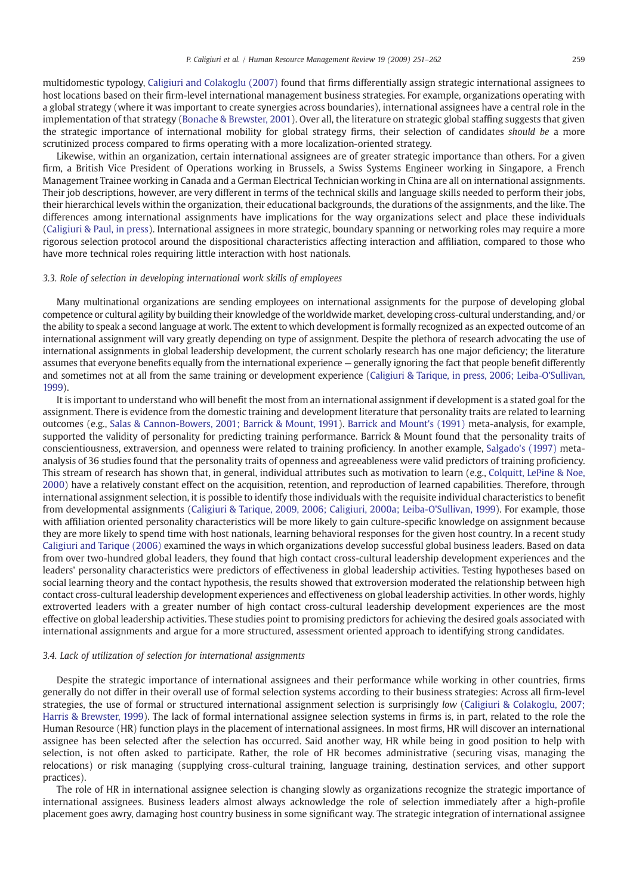multidomestic typology, Caligiuri and Colakoglu (2007) found that firms differentially assign strategic international assignees to host locations based on their firm-level international management business strategies. For example, organizations operating with a global strategy (where it was important to create synergies across boundaries), international assignees have a central role in the implementation of that strategy (Bonache & Brewster, 2001). Over all, the literature on strategic global staffing suggests that given the strategic importance of international mobility for global strategy firms, their selection of candidates *should be* a more scrutinized process compared to firms operating with a more localization-oriented strategy.

Likewise, within an organization, certain international assignees are of greater strategic importance than others. For a given firm, a British Vice President of Operations working in Brussels, a Swiss Systems Engineer working in Singapore, a French Management Trainee working in Canada and a German Electrical Technician working in China are all on international assignments. Their job descriptions, however, are very different in terms of the technical skills and language skills needed to perform their jobs, their hierarchical levels within the organization, their educational backgrounds, the durations of the assignments, and the like. The differences among international assignments have implications for the way organizations select and place these individuals (Caligiuri & Paul, in press). International assignees in more strategic, boundary spanning or networking roles may require a more rigorous selection protocol around the dispositional characteristics affecting interaction and affiliation, compared to those who have more technical roles requiring little interaction with host nationals.

### 3.3. Role of selection in developing international work skills of employees

Many multinational organizations are sending employees on international assignments for the purpose of developing global competence or cultural agility by building their knowledge of the worldwide market, developing cross-cultural understanding, and/or the ability to speak a second language at work. The extent to which development is formally recognized as an expected outcome of an international assignment will vary greatly depending on type of assignment. Despite the plethora of research advocating the use of international assignments in global leadership development, the current scholarly research has one major deficiency; the literature assumes that everyone benefits equally from the international experience — generally ignoring the fact that people benefit differently and sometimes not at all from the same training or development experience (Caligiuri & Tarique, in press, 2006; Leiba-O'Sullivan, 1999).

It is important to understand who will benefit the most from an international assignment if development is a stated goal for the assignment. There is evidence from the domestic training and development literature that personality traits are related to learning outcomes (e.g., Salas & Cannon-Bowers, 2001; Barrick & Mount, 1991). Barrick and Mount's (1991) meta-analysis, for example, supported the validity of personality for predicting training performance. Barrick & Mount found that the personality traits of conscientiousness, extraversion, and openness were related to training proficiency. In another example, Salgado's (1997) meta-analysis of 36 studies found that the personality traits of openness and agreeableness were valid predictors of training proficiency. This stream of research has shown that, in general, individual attributes such as motivation to learn (e.g., Colquitt, LePine & Noe, 2000) have a relatively constant effect on the acquisition, retention, and reproduction of learned capabilities. Therefore, through international assignment selection, it is possible to identify those individuals with the requisite individual characteristics to benefit from developmental assignments (Caligiuri & Tarique, 2009, 2006; Caligiuri, 2000a; Leiba-O'Sullivan, 1999). For example, those with affiliation oriented personality characteristics will be more likely to gain culture-specific knowledge on assignment because they are more likely to spend time with host nationals, learning behavioral responses for the given host country. In a recent study Caligiuri and Tarique (2006) examined the ways in which organizations develop successful global business leaders. Based on data from over two-hundred global leaders, they found that high contact cross-cultural leadership development experiences and the leaders' personality characteristics were predictors of effectiveness in global leadership activities. Testing hypotheses based on social learning theory and the contact hypothesis, the results showed that extroversion moderated the relationship between high contact cross-cultural leadership development experiences and effectiveness on global leadership activities. In other words, highly extroverted leaders with a greater number of high contact cross-cultural leadership development experiences are the most effective on global leadership activities. These studies point to promising predictors for achieving the desired goals associated with international assignments and argue for a more structured, assessment oriented approach to identifying strong candidates.

### 3.4. Lack of utilization of selection for international assignments

Despite the strategic importance of international assignees and their performance while working in other countries, firms generally do not differ in their overall use of formal selection systems according to their business strategies: Across all firm-level strategies, the use of formal or structured international assignment selection is surprisingly *low* (Caligiuri & Colakoglu, 2007; Harris & Brewster, 1999). The lack of formal international assignee selection systems in firms is, in part, related to the role the Human Resource (HR) function plays in the placement of international assignees. In most firms, HR will discover an international assignee has been selected after the selection has occurred. Said another way, HR while being in good position to help with selection, is not often asked to participate. Rather, the role of HR becomes administrative (securing visas, managing the relocations) or risk managing (supplying cross-cultural training, language training, destination services, and other support practices).

The role of HR in international assignee selection is changing slowly as organizations recognize the strategic importance of international assignees. Business leaders almost always acknowledge the role of selection immediately after a high-profile placement goes awry, damaging host country business in some significant way. The strategic integration of international assignee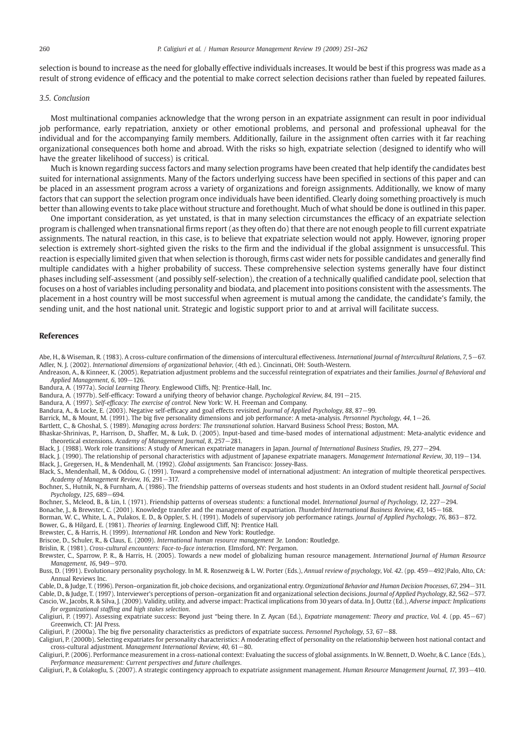selection is bound to increase as the need for globally effective individuals increases. It would be best if this progress was made as a result of strong evidence of efficacy and the potential to make correct selection decisions rather than fueled by repeated failures.

### 3.5. Conclusion

Most multinational companies acknowledge that the wrong person in an expatriate assignment can result in poor individual job performance, early repatriation, anxiety or other emotional problems, and personal and professional upheaval for the individual and for the accompanying family members. Additionally, failure in the assignment often carries with it far reaching organizational consequences both home and abroad. With the risks so high, expatriate selection (designed to identify who will have the greater likelihood of success) is critical.

Much is known regarding success factors and many selection programs have been created that help identify the candidates best suited for international assignments. Many of the factors underlying success have been specified in sections of this paper and can be placed in an assessment program across a variety of organizations and foreign assignments. Additionally, we know of many factors that can support the selection program once individuals have been identified. Clearly doing something proactively is much better than allowing events to take place without structure and forethought. Much of what should be done is outlined in this paper.

One important consideration, as yet unstated, is that in many selection circumstances the efficacy of an expatriate selection program is challenged when transnational firms report (as they often do) that there are not enough people to fill current expatriate assignments. The natural reaction, in this case, is to believe that expatriate selection would not apply. However, ignoring proper selection is extremely short-sighted given the risks to the firm and the individual if the global assignment is unsuccessful. This reaction is especially limited given that when selection is thorough, firms cast wider nets for possible candidates and generally find multiple candidates with a higher probability of success. These comprehensive selection systems generally have four distinct phases including self-assessment (and possibly self-selection), the creation of a technically qualified candidate pool, selection that focuses on a host of variables including personality and biodata, and placement into positions consistent with the assessments. The placement in a host country will be most successful when agreement is mutual among the candidate, the candidate's family, the sending unit, and the host national unit. Strategic and logistic support prior to and at arrival will facilitate success.

## References

Abe, H., & Wiseman, R. (1983). A cross-culture confirmation of the dimensions of intercultural effectiveness. *International Journal of Intercultural Relations*, *7*, 5−67.

Adler, N. J. (2002). *International dimensions of organizational behavior*, (4th ed.). Cincinnati, OH: South-Western.

Andreason, A., & Kinneer, K. (2005). Repatriation adjustment problems and the successful reintegration of expatriates and their families. *Journal of Behavioral and Applied Management*, *6*, 109−126.

Bandura, A. (1977a). *Social Learning Theory.* Englewood Cliffs, NJ: Prentice-Hall, Inc.

Bandura, A. (1977b). Self-efficacy: Toward a unifying theory of behavior change. *Psychological Review*, *84*, 191−215.

Bandura, A. (1997). *Self-efficacy: The exercise of control.* New York: W. H. Freeman and Company.

Bandura, A., & Locke, E. (2003). Negative self-efficacy and goal effects revisited. *Journal of Applied Psychology*, *88*, 87−99.

Barrick, M., & Mount, M. (1991). The big five personality dimensions and job performance: A meta-analysis. *Personnel Psychology*, *44*, 1−26.

Bartlett, C., & Ghoshal, S. (1989). *Managing across borders: The transnational solution*. Harvard Business School Press; Boston, MA.

Bhaskar-Shrinivas, P., Harrison, D., Shaffer, M., & Luk, D. (2005). Input-based and time-based modes of international adjustment: Meta-analytic evidence and theoretical extensions. *Academy of Management Journal*, *8*, 257−281.

Black, J. (1988). Work role transitions: A study of American expatriate managers in Japan. *Journal of International Business Studies*, *19*, 277−294.

Black, J. (1990). The relationship of personal characteristics with adjustment of Japanese expatriate managers. *Management International Review*, *30*, 119−134.

Black, J., Gregersen, H., & Mendenhall, M. (1992). *Global assignments.* San Francisco: Jossey-Bass.

Black, S., Mendenhall, M., & Oddou, G. (1991). Toward a comprehensive model of international adjustment: An integration of multiple theoretical perspectives. *Academy of Management Review*, *16*, 291−317.

Bochner, S., Hutnik, N., & Furnham, A. (1986). The friendship patterns of overseas students and host students in an Oxford student resident hall. *Journal of Social Psychology*, *125*, 689−694.

Bochner, S., Mcleod, B., & Lin, I. (1971). Friendship patterns of overseas students: a functional model. *International Journal of Psychology*, *12*, 227−294.

Bonache, J., & Brewster, C. (2001). Knowledge transfer and the management of expatriation. *Thunderbird International Business Review*, *43*, 145−168.

Borman, W. C., White, L. A., Pulakos, E. D., & Oppler, S. H. (1991). Models of supervisory job performance ratings. *Journal of Applied Psychology*, *76*, 863−872.

Bower, G., & Hilgard, E. (1981). *Theories of learning.* Englewood Cliff, NJ: Prentice Hall.

Brewster, C., & Harris, H. (1999). *International HR.* London and New York: Routledge.

Briscoe, D., Schuler, R., & Claus, E. (2009). *International human resource management 3e.* London: Routledge.

Brislin, R. (1981). *Cross-cultural encounters: Face-to-face interaction.* Elmsford, NY: Pergamon.

Brewster, C., Sparrow, P. R., & Harris, H. (2005). Towards a new model of globalizing human resource management. *International Journal of Human Resource Management*, *16*, 949−970.

Buss, D. (1991). Evolutionary personality psychology. In M. R. Rosenzweig & L. W. Porter (Eds.), *Annual review of psychology*, *Vol. 42*. (pp. 459−492)Palo, Alto, CA: Annual Reviews Inc.

Cable, D., & Judge, T. (1996). Person–organization fit, job choice decisions, and organizational entry. *Organizational Behavior and Human Decision Processes*, *67*, 294−311.

Cable, D., & Judge, T. (1997). Interviewer's perceptions of person–organization fit and organizational selection decisions. *Journal of Applied Psychology*, *82*, 562−577.

Cascio, W., Jacobs, R. & Silva, J. (2009). Validity, utility, and adverse impact: Practical implications from 30 years of data. In J. Outtz (Ed.), *Adverse impact: Implications for organizational staffing and high stakes selection*.

Caligiuri, P. (1997). Assessing expatriate success: Beyond just "being there. In Z. Aycan (Ed.), *Expatriate management: Theory and practice*, *Vol. 4*. (pp. 45−67) Greenwich, CT: JAI Press.

Caligiuri, P. (2000a). The big five personality characteristics as predictors of expatriate success. *Personnel Psychology*, *53*, 67−88.

Caligiuri, P. (2000b). Selecting expatriates for personality characteristics: A moderating effect of personality on the relationship between host national contact and cross-cultural adjustment. *Management International Review*, *40*, 61−80.

Caligiuri, P. (2006). Performance measurement in a cross-national context: Evaluating the success of global assignments. In W. Bennett, D. Woehr, & C. Lance (Eds.), *Performance measurement: Current perspectives and future challenges*.

Caligiuri, P., & Colakoglu, S. (2007). A strategic contingency approach to expatriate assignment management. *Human Resource Management Journal*, *17*, 393−410.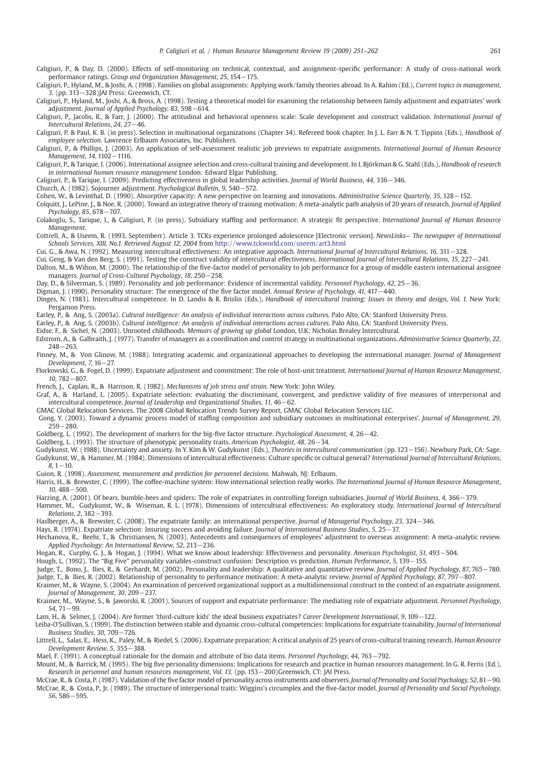Caligiuri, P., & Day, D. (2000). Effects of self-monitoring on technical, contextual, and assignment-specific performance: A study of cross-national work performance ratings. *Group and Organization Management*, *25*, 154−175.

Caligiuri, P., Hyland, M., & Joshi, A. (1998). Families on global assignments: Applying work/family theories abroad. In A. Rahim (Ed.), *Current topics in management*, *3*. (pp. 313−328)JAI Press: Greenwich, CT.

Caligiuri, P., Hyland, M., Joshi, A., & Bross, A. (1998). Testing a theoretical model for examining the relationship between family adjustment and expatriates' work adjustment. *Journal of Applied Psychology*, *83*, 598−614.

Caligiuri, P., Jacobs, R., & Farr, J. (2000). The attitudinal and behavioral openness scale: Scale development and construct validation. *International Journal of Intercultural Relations*, *24*, 27−46.

Caligiuri, P. & Paul, K. B. (in press). Selection in multinational organizations (Chapter 34). Refereed book chapter. In J. L. Farr & N. T. Tippins (Eds.), *Handbook of employee selection*. Lawrence Erlbaum Associates, Inc. Publishers.

Caligiuri, P., & Phillips, J. (2003). An application of self-assessment realistic job previews to expatriate assignments. *International Journal of Human Resource Management*, *14*, 1102−1116.

Caligiuri, P., & Tarique, I. (2006). International assignee selection and cross-cultural training and development. In I. Björkman & G. Stahl (Eds.), *Handbook of research in international human resource management* London: Edward Elgar Publishing.

Caligiuri, P., & Tarique, I. (2009). Predicting effectiveness in global leadership activities. *Journal of World Business*, *44*, 336−346.

Church, A. (1982). Sojourner adjustment. *Psychological Bulletin*, *9*, 540−572.

Cohen, W., & Levinthal, D. (1990). Absorptive capacity: A new perspective on learning and innovations. *Administrative Science Quarterly*, *35*, 128−152.

Colquitt, J., LePine, J., & Noe, R. (2000). Toward an integrative theory of training motivation: A meta-analytic path analysis of 20 years of research. *Journal of Applied Psychology*, *85*, 678−707.

Colakoglu, S., Tarique, I., & Caligiuri, P. (in press). Subsidiary staffing and performance: A strategic fit perspective. *International Journal of Human Resource Management*.

Cottrell, A., & Useem, R. (1993, Septemberr). Article 3. TCKs experience prolonged adolescence [Electronic version]. *NewsLinks— The newspaper of International Schools Services, XIII, No.1. Retrieved August 12, 2004* from http://www.tckworld.com/useem/art3.html

Cui, G., & Awa, N. (1992). Measuring intercultural effectiveness: An integrative approach. *International Journal of Intercultural Relations*, *16*, 311−328.

Cui, Geng, & Van den Berg, S. (1991). Testing the construct validity of intercultural effectiveness. *International Journal of Intercultural Relations*, *15*, 227−241.

Dalton, M., & Wilson, M. (2000). The relationship of the five-factor model of personality to job performance for a group of middle eastern international assignee managers. *Journal of Cross-Cultural Psychology*, *18*, 250−258.

Day, D., & Silverman, S. (1989). Personality and job performance: Evidence of incremental validity. *Personnel Psychology*, *42*, 25−36.

Digman, J. (1990). Personality structure: The emergence of the five factor model. *Annual Review of Psychology*, *41*, 417−440.

Dinges, N. (1983). Intercultural competence. In D. Landis & R. Brislin (Eds.), *Handbook of intercultural training: Issues in theory and design, Vol. 1.* New York: Pergamon Press.

Earley, P., & Ang, S. (2003a). *Cultural intelligence: An analysis of individual interactions across cultures.* Palo Alto, CA: Stanford University Press.

Earley, P., & Ang, S. (2003b). *Cultural intelligence: An analysis of individual interactions across cultures.* Palo Alto, CA: Stanford University Press.

Eidse, F., & Sichel, N. (2003). Unrooted childhoods. *Memoirs of growing up global* London, U.K: Nicholas Brealey Intercultural.

Edstrom, A., & Galbraith, J. (1977). Transfer of managers as a coordination and control strategy in multinational organizations. *Administrative Science Quarterly*, *22*, 248−263.

Finney, M., & Von Glinow, M. (1988). Integrating academic and organizational approaches to developing the international manager. *Journal of Management Development*, *7*, 16−27.

Florkowski, G., & Fogel, D. (1999). Expatriate adjustment and commitment: The role of host-unit treatment. *International Journal of Human Resource Management*, *10*, 782−807.

French, J., Caplan, R., & Harrison, R. (1982). *Mechanisms of job stress and strain.* New York: John Wiley.

Graf, A., & Harland, L. (2005). Expatriate selection: evaluating the discriminant, convergent, and predictive validity of five measures of interpersonal and intercultural competence. *Journal of Leadership and Organizational Studies*, *11*, 46−62.

GMAC Global Relocation Services. The 2008 Global Relocation Trends Survey Report, GMAC Global Relocation Services LLC.

Gong, Y. (2003). Toward a dynamic process model of staffing composition and subsidiary outcomes in multinational enterprises'. *Journal of Management*, *29*, 259−280.

Goldberg, L. (1992). The development of markers for the big-five factor structure. *Psychological Assessment*, *4*, 26−42.

Goldberg, L. (1993). The structure of phenotypic personality traits. *American Psychologist*, *48*, 26−34.

Gudykunst, W. (1988). Uncertainty and anxiety. In Y. Kim & W. Gudykunst (Eds.), *Theories in intercultural communication* (pp. 123−156). Newbury Park, CA: Sage.

Gudykunst, W., & Hammer, M. (1984). Dimensions of intercultural effectiveness: Culture specific or cultural general? *International Journal of Intercultural Relations*, *8*, 1−10.

Guion, R. (1998). *Assessment, measurement and prediction for personnel decisions.* Mahwah, NJ: Erlbaum.

Harris, H., & Brewster, C. (1999). The coffee-machine system: How international selection really works. *The International Journal of Human Resource Management*, *10*, 488−500.

Harzing, A. (2001). Of bears, bumble-bees and spiders: The role of expatriates in controlling foreign subsidiaries. *Journal of World Business*, *4*, 366−379.

Hammer, M., Gudykunst, W., & Wiseman, R. L. (1978). Dimensions of intercultural effectiveness: An exploratory study. *International Journal of Intercultural Relations*, *2*, 382−393.

Haslberger, A., & Brewster, C. (2008). The expatriate family: an international perspective. *Journal of Managerial Psychology*, *23*, 324−346.

Hays, R. (1974). Expatriate selection: Insuring success and avoiding failure. *Journal of International Business Studies*, *5*, 25−37.

Hechanova, R., Beehr, T., & Christiansen, N. (2003). Antecedents and consequences of employees' adjustment to overseas assignment: A meta-analytic review. *Applied Psychology: An International Review*, *52*, 213−236.

Hogan, R., Curphy, G. J., & Hogan, J. (1994). What we know about leadership: Effectiveness and personality. *American Psychologist*, *51*, 493−504.

Hough, L. (1992). The "Big Five" personality variables-construct confusion: Description vs prediction. *Human Performance*, *5*, 139−155.

Judge, T., Bono, J., Ilies, R., & Gerhardt, M. (2002). Personality and leadership: A qualitative and quantitative review. *Journal of Applied Psychology*, *87*, 765−780.

Judge, T., & Ilies, R. (2002). Relationship of personality to performance motivation: A meta-analytic review. *Journal of Applied Psychology*, *87*, 797−807.

Kraimer, M., & Wayne, S. (2004). An examination of perceived organizational support as a multidimensional construct in the context of an expatriate assignment. *Journal of Management*, *30*, 209−237.

Kraimer, M., Wayne, S., & Jaworski, R. (2001). Sources of support and expatriate performance: The mediating role of expatriate adjustment. *Personnel Psychology*, *54*, 71−99.

Lam, H., & Selmer, J. (2004). Are former 'third-culture kids' the ideal business expatriates? *Career Development International*, *9*, 109−122.

Leiba-O'Sullivan, S. (1999). The distinction between stable and dynamic cross-cultural competencies: Implications for expatriate trainability. *Journal of International Business Studies*, *30*, 709−726.

Littrell, L., Salas, E., Hess, K., Paley, M., & Riedel, S. (2006). Expatriate preparation: A critical analysis of 25 years of cross-cultural training research. *Human Resource Development Review*, *5*, 355−388.

Mael, F. (1991). A conceptual rationale for the domain and attribute of bio data items. *Personnel Psychology*, *44*, 763−792.

Mount, M., & Barrick, M. (1995). The big five personality dimensions: Implications for research and practice in human resources management. In G. R. Ferris (Ed.), *Research in personnel and human resources management, Vol. 13.* (pp. 153−200)Greenwich, CT: JAI Press.

McCrae, R., & Costa, P. (1987). Validation of the five factor model of personality across instruments and observers. *Journal of Personality and Social Psychology*, *52*, 81−90.

McCrae, R., & Costa, P., Jr. (1989). The structure of interpersonal traits: Wiggins's circumplex and the five-factor model. *Journal of Personality and Social Psychology*, *56*, 586−595.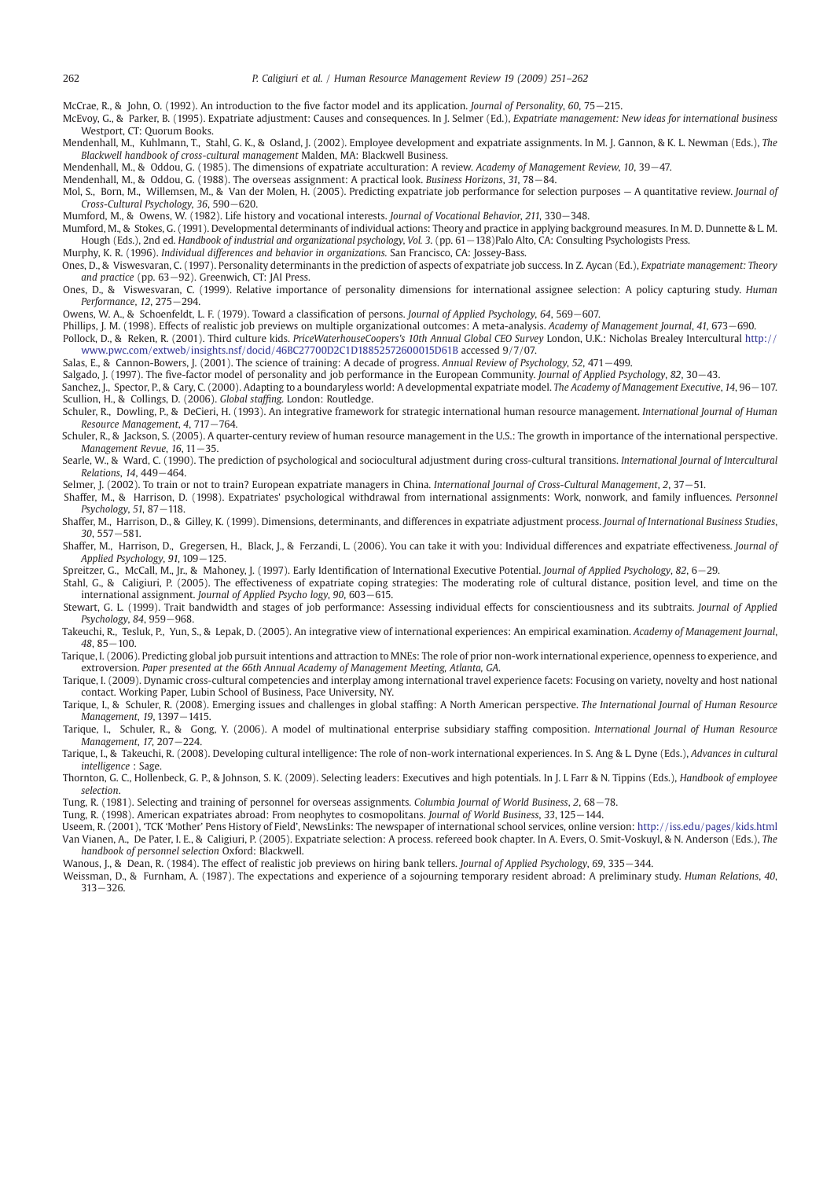McCrae, R., & John, O. (1992). An introduction to the five factor model and its application. *Journal of Personality*, *60*, 75−215.

McEvoy, G., & Parker, B. (1995). Expatriate adjustment: Causes and consequences. In J. Selmer (Ed.), *Expatriate management: New ideas for international business* Westport, CT: Quorum Books.

Mendenhall, M., Kuhlmann, T., Stahl, G. K., & Osland, J. (2002). Employee development and expatriate assignments. In M. J. Gannon, & K. L. Newman (Eds.), *The Blackwell handbook of cross-cultural management* Malden, MA: Blackwell Business.

Mendenhall, M., & Oddou, G. (1985). The dimensions of expatriate acculturation: A review. *Academy of Management Review*, *10*, 39−47.

Mendenhall, M., & Oddou, G. (1988). The overseas assignment: A practical look. *Business Horizons*, *31*, 78−84.

Mol, S., Born, M., Willemsen, M., & Van der Molen, H. (2005). Predicting expatriate job performance for selection purposes — A quantitative review. *Journal of Cross-Cultural Psychology*, *36*, 590−620.

Mumford, M., & Owens, W. (1982). Life history and vocational interests. *Journal of Vocational Behavior*, *211*, 330−348.

Mumford, M., & Stokes, G. (1991). Developmental determinants of individual actions: Theory and practice in applying background measures. In M. D. Dunnette & L. M. Hough (Eds.), 2nd ed. *Handbook of industrial and organizational psychology*, *Vol. 3*. (pp. 61−138)Palo Alto, CA: Consulting Psychologists Press.

Murphy, K. R. (1996). *Individual differences and behavior in organizations.* San Francisco, CA: Jossey-Bass.

Ones, D., & Viswesvaran, C. (1997). Personality determinants in the prediction of aspects of expatriate job success. In Z. Aycan (Ed.), *Expatriate management: Theory and practice* (pp. 63−92). Greenwich, CT: JAI Press.

Ones, D., & Viswesvaran, C. (1999). Relative importance of personality dimensions for international assignee selection: A policy capturing study. *Human Performance*, *12*, 275−294.

Owens, W. A., & Schoenfeldt, L. F. (1979). Toward a classification of persons. *Journal of Applied Psychology*, *64*, 569−607.

Phillips, J. M. (1998). Effects of realistic job previews on multiple organizational outcomes: A meta-analysis. *Academy of Management Journal*, *41*, 673−690.

Pollock, D., & Reken, R. (2001). Third culture kids. *PriceWaterhouseCoopers's 10th Annual Global CEO Survey* London, U.K.: Nicholas Brealey Intercultural http://www.pwc.com/extweb/insights.nsf/docid/46BC27700D2C1D18852572600015D61B accessed 9/7/07.

Salas, E., & Cannon-Bowers, J. (2001). The science of training: A decade of progress. *Annual Review of Psychology*, *52*, 471−499.

Salgado, J. (1997). The five-factor model of personality and job performance in the European Community. *Journal of Applied Psychology*, *82*, 30−43.

Sanchez, J., Spector, P., & Cary, C. (2000). Adapting to a boundaryless world: A developmental expatriate model. *The Academy of Management Executive*, *14*, 96−107.

Scullion, H., & Collings, D. (2006). *Global staffing.* London: Routledge.

Schuler, R., Dowling, P., & DeCieri, H. (1993). An integrative framework for strategic international human resource management. *International Journal of Human Resource Management*, *4*, 717−764.

Schuler, R., & Jackson, S. (2005). A quarter-century review of human resource management in the U.S.: The growth in importance of the international perspective. *Management Revue*, *16*, 11−35.

Searle, W., & Ward, C. (1990). The prediction of psychological and sociocultural adjustment during cross-cultural transitions. *International Journal of Intercultural Relations*, *14*, 449−464.

Selmer, J. (2002). To train or not to train? European expatriate managers in China. *International Journal of Cross-Cultural Management*, *2*, 37−51.

Shaffer, M., & Harrison, D. (1998). Expatriates' psychological withdrawal from international assignments: Work, nonwork, and family influences. *Personnel Psychology*, *51*, 87−118.

Shaffer, M., Harrison, D., & Gilley, K. (1999). Dimensions, determinants, and differences in expatriate adjustment process. *Journal of International Business Studies*, *30*, 557−581.

Shaffer, M., Harrison, D., Gregersen, H., Black, J., & Ferzandi, L. (2006). You can take it with you: Individual differences and expatriate effectiveness. *Journal of Applied Psychology*, *91*, 109−125.

Spreitzer, G., McCall, M., Jr., & Mahoney, J. (1997). Early Identification of International Executive Potential. *Journal of Applied Psychology*, *82*, 6−29.

Stahl, G., & Caligiuri, P. (2005). The effectiveness of expatriate coping strategies: The moderating role of cultural distance, position level, and time on the international assignment. *Journal of Applied Psycho logy*, *90*, 603−615.

Stewart, G. L. (1999). Trait bandwidth and stages of job performance: Assessing individual effects for conscientiousness and its subtraits. *Journal of Applied Psychology*, *84*, 959−968.

Takeuchi, R., Tesluk, P., Yun, S., & Lepak, D. (2005). An integrative view of international experiences: An empirical examination. *Academy of Management Journal*, *48*, 85−100.

Tarique, I. (2006). Predicting global job pursuit intentions and attraction to MNEs: The role of prior non-work international experience, openness to experience, and extroversion. *Paper presented at the 66th Annual Academy of Management Meeting, Atlanta, GA*.

Tarique, I. (2009). Dynamic cross-cultural competencies and interplay among international travel experience facets: Focusing on variety, novelty and host national contact. Working Paper, Lubin School of Business, Pace University, NY.

Tarique, I., & Schuler, R. (2008). Emerging issues and challenges in global staffing: A North American perspective. *The International Journal of Human Resource Management*, *19*, 1397−1415.

Tarique, I., Schuler, R., & Gong, Y. (2006). A model of multinational enterprise subsidiary staffing composition. *International Journal of Human Resource Management*, *17*, 207−224.

Tarique, I., & Takeuchi, R. (2008). Developing cultural intelligence: The role of non-work international experiences. In S. Ang & L. Dyne (Eds.), *Advances in cultural intelligence* : Sage.

Thornton, G. C., Hollenbeck, G. P., & Johnson, S. K. (2009). Selecting leaders: Executives and high potentials. In J. L Farr & N. Tippins (Eds.), *Handbook of employee selection*.

Tung, R. (1981). Selecting and training of personnel for overseas assignments. *Columbia Journal of World Business*, *2*, 68−78.

Tung, R. (1998). American expatriates abroad: From neophytes to cosmopolitans. *Journal of World Business*, *33*, 125−144.

Useem, R. (2001), 'TCK 'Mother' Pens History of Field', NewsLinks: The newspaper of international school services, online version: http://iss.edu/pages/kids.html

Van Vianen, A., De Pater, I. E., & Caligiuri, P. (2005). Expatriate selection: A process. refereed book chapter. In A. Evers, O. Smit-Voskuyl, & N. Anderson (Eds.), *The handbook of personnel selection* Oxford: Blackwell.

Wanous, J., & Dean, R. (1984). The effect of realistic job previews on hiring bank tellers. *Journal of Applied Psychology*, *69*, 335−344.

Weissman, D., & Furnham, A. (1987). The expectations and experience of a sojourning temporary resident abroad: A preliminary study. *Human Relations*, *40*, 313−326.